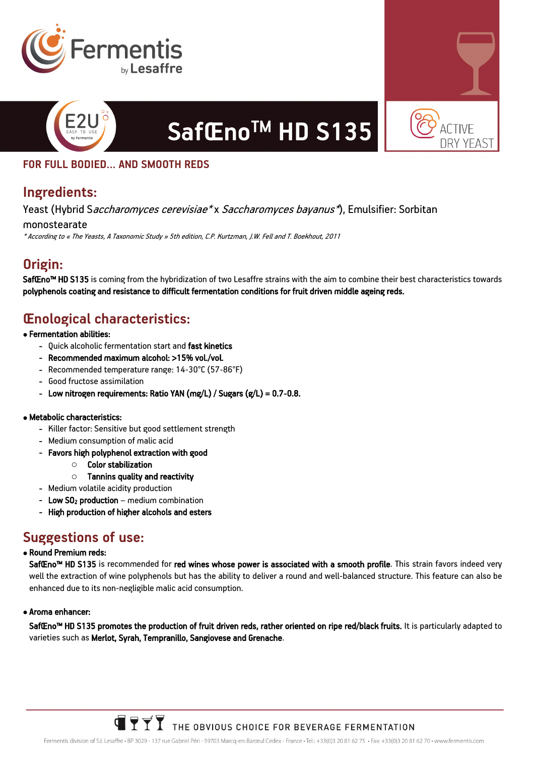# SafŒno™ HD S135

ACTIVE DRY YEAST

**FOR FULL BODIED... AND SMOOTH REDS**

## Ingredients:

Yeast (Hybrid S*accharomyces cerevisiae\** x *Saccharomyces bayanus\**), Emulsifier: Sorbitan monostearate

*\* According to « The Yeasts, A Taxonomic Study » 5th edition, C.P. Kurtzman, J.W. Fell and T. Boekhout, 2011*

## Origin:

**SafŒno™ HD S135** is coming from the hybridization of two Lesaffre strains with the aim to combine their best characteristics towards **polyphenols coating and resistance to difficult fermentation conditions for fruit driven middle ageing reds.**

## Œnological characteristics:

- **Fermentation abilities:**
  - Quick alcoholic fermentation start and **fast kinetics**
  - **Recommended maximum alcohol: >15% vol./vol.**
  - Recommended temperature range: 14-30°C (57-86°F)
  - Good fructose assimilation
  - **Low nitrogen requirements: Ratio YAN (mg/L) / Sugars (g/L) = 0.7-0.8.**

- **Metabolic characteristics:**
  - Killer factor: Sensitive but good settlement strength
  - Medium consumption of malic acid
  - **Favors high polyphenol extraction with good**
    - **Color stabilization**
    - **Tannins quality and reactivity**
  - Medium volatile acidity production
  - **Low $SO_2$ production** – medium combination
  - **High production of higher alcohols and esters**

## Suggestions of use:

- **Round Premium reds:**

  **SafŒno™ HD S135** is recommended for **red wines whose power is associated with a smooth profile**. This strain favors indeed very well the extraction of wine polyphenols but has the ability to deliver a round and well-balanced structure. This feature can also be enhanced due to its non-negligible malic acid consumption.

- **Aroma enhancer:**

  **SafŒno™ HD S135 promotes the production of fruit driven reds, rather oriented on ripe red/black fruits.** It is particularly adapted to varieties such as **Merlot, Syrah, Tempranillo, Sangiovese and Grenache**.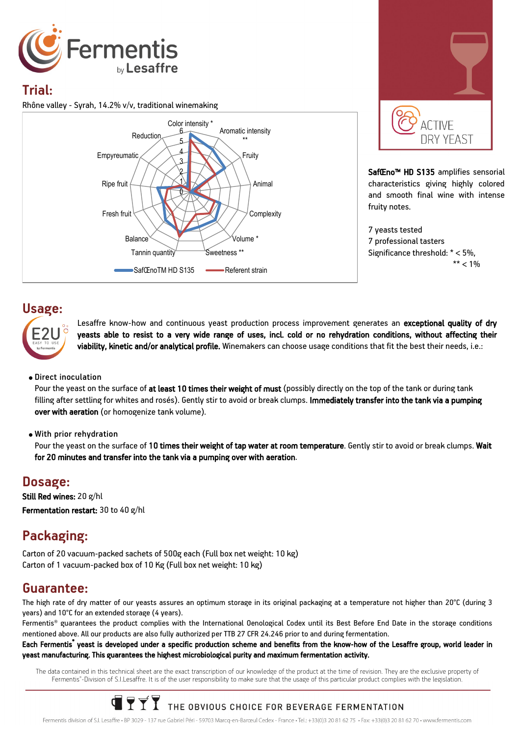## Trial:

Rhône valley - Syrah, 14.2% v/v, traditional winemaking

Color intensity *
Aromatic intensity **
Fruity
Animal
Complexity
Volume *
Sweetness **
Tannin quantity
Balance
Fresh fruit
Ripe fruit
Empyreumatic
Reduction
0
1
2
3
4
5
6

SafŒnoTM HD S135
Referent strain

ACTIVE DRY YEAST

**SafŒno™ HD S135** amplifies sensorial characteristics giving highly colored and smooth final wine with intense fruity notes.

7 yeasts tested
7 professional tasters
Significance threshold: * < 5%,
** < 1%

## Usage:

E2U EASY TO USE by Fermentis

Lesaffre know-how and continuous yeast production process improvement generates an **exceptional quality of dry yeasts able to resist to a very wide range of uses, incl. cold or no rehydration conditions, without affecting their viability, kinetic and/or analytical profile.** Winemakers can choose usage conditions that fit the best their needs, i.e.:

- Direct inoculation

  Pour the yeast on the surface of **at least 10 times their weight of must** (possibly directly on the top of the tank or during tank filling after settling for whites and rosés). Gently stir to avoid or break clumps. **Immediately transfer into the tank via a pumping over with aeration** (or homogenize tank volume).

- With prior rehydration

  Pour the yeast on the surface of **10 times their weight of tap water at room temperature**. Gently stir to avoid or break clumps. **Wait for 20 minutes and transfer into the tank via a pumping over with aeration**.

## Dosage:

**Still Red wines:** 20 g/hl

**Fermentation restart:** 30 to 40 g/hl

## Packaging:

Carton of 20 vacuum-packed sachets of 500g each (Full box net weight: 10 kg)
Carton of 1 vacuum-packed box of 10 Kg (Full box net weight: 10 kg)

## Guarantee:

The high rate of dry matter of our yeasts assures an optimum storage in its original packaging at a temperature not higher than 20°C (during 3 years) and 10°C for an extended storage (4 years).

Fermentis® guarantees the product complies with the International Oenological Codex until its Best Before End Date in the storage conditions mentioned above. All our products are also fully authorized per TTB 27 CFR 24.246 prior to and during fermentation.

**Each Fermentis® yeast is developed under a specific production scheme and benefits from the know-how of the Lesaffre group, world leader in yeast manufacturing. This guarantees the highest microbiological purity and maximum fermentation activity.**

The data contained in this technical sheet are the exact transcription of our knowledge of the product at the time of revision. They are the exclusive property of Fermentis®-Division of S.I.Lesaffre. It is of the user responsibility to make sure that the usage of this particular product complies with the legislation.

THE OBVIOUS CHOICE FOR BEVERAGE FERMENTATION

Fermentis division of S.I. Lesaffre • BP 3029 • 137 rue Gabriel Péri • 59703 Marcq-en-Barœul Cedex • France • Tel.: +33(0)3 20 81 62 75 • Fax: +33(0)3 20 81 62 70 • www.fermentis.com